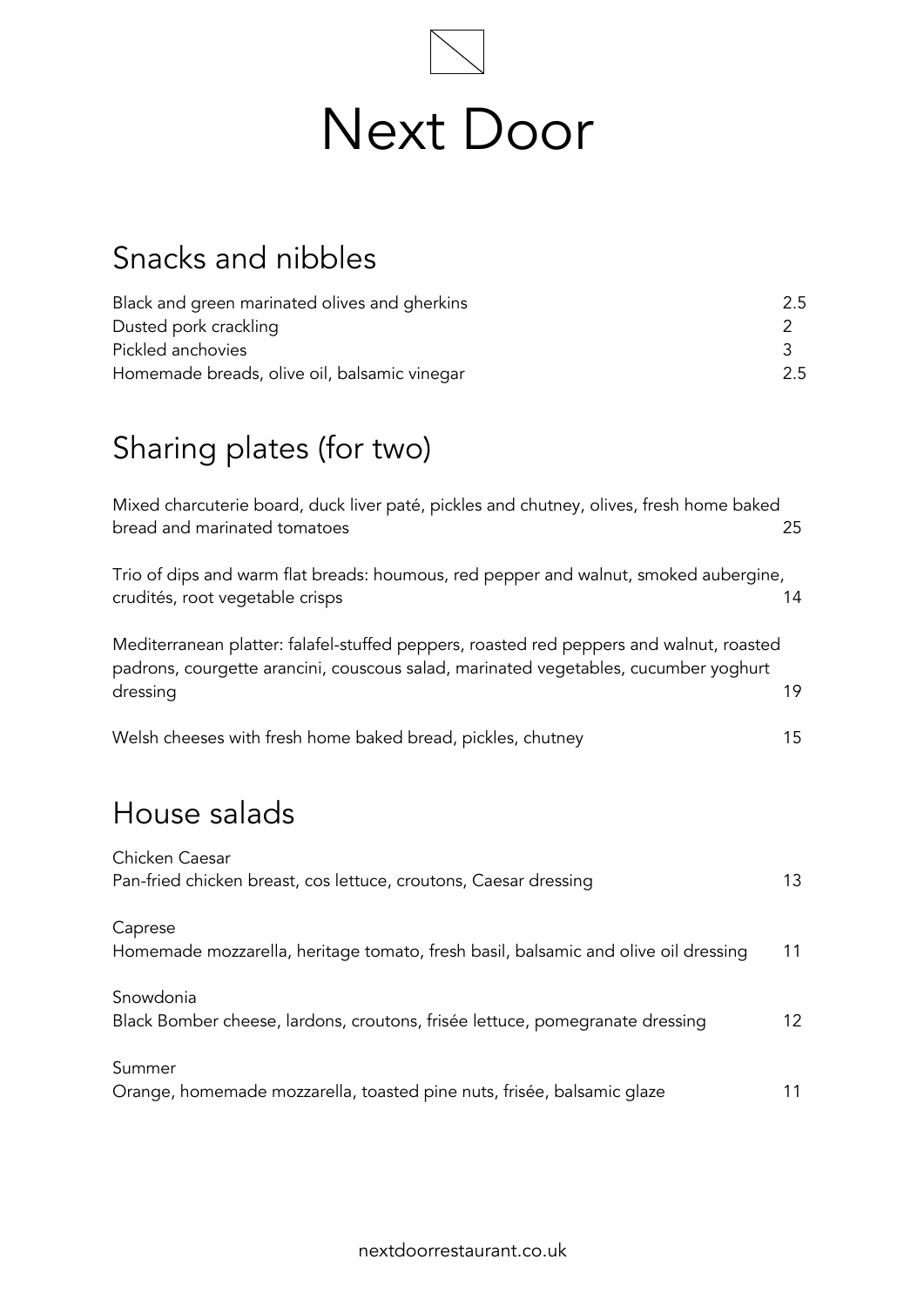# Next Door

## Snacks and nibbles

| | |
|---|---|
| Black and green marinated olives and gherkins | 2.5 |
| Dusted pork crackling | 2 |
| Pickled anchovies | 3 |
| Homemade breads, olive oil, balsamic vinegar | 2.5 |

## Sharing plates (for two)

Mixed charcuterie board, duck liver paté, pickles and chutney, olives, fresh home baked bread and marinated tomatoes — 25

Trio of dips and warm flat breads: houmous, red pepper and walnut, smoked aubergine, crudités, root vegetable crisps — 14

Mediterranean platter: falafel-stuffed peppers, roasted red peppers and walnut, roasted padrons, courgette arancini, couscous salad, marinated vegetables, cucumber yoghurt dressing — 19

Welsh cheeses with fresh home baked bread, pickles, chutney — 15

## House salads

Chicken Caesar
Pan-fried chicken breast, cos lettuce, croutons, Caesar dressing — 13

Caprese
Homemade mozzarella, heritage tomato, fresh basil, balsamic and olive oil dressing — 11

Snowdonia
Black Bomber cheese, lardons, croutons, frisée lettuce, pomegranate dressing — 12

Summer
Orange, homemade mozzarella, toasted pine nuts, frisée, balsamic glaze — 11

nextdoorrestaurant.co.uk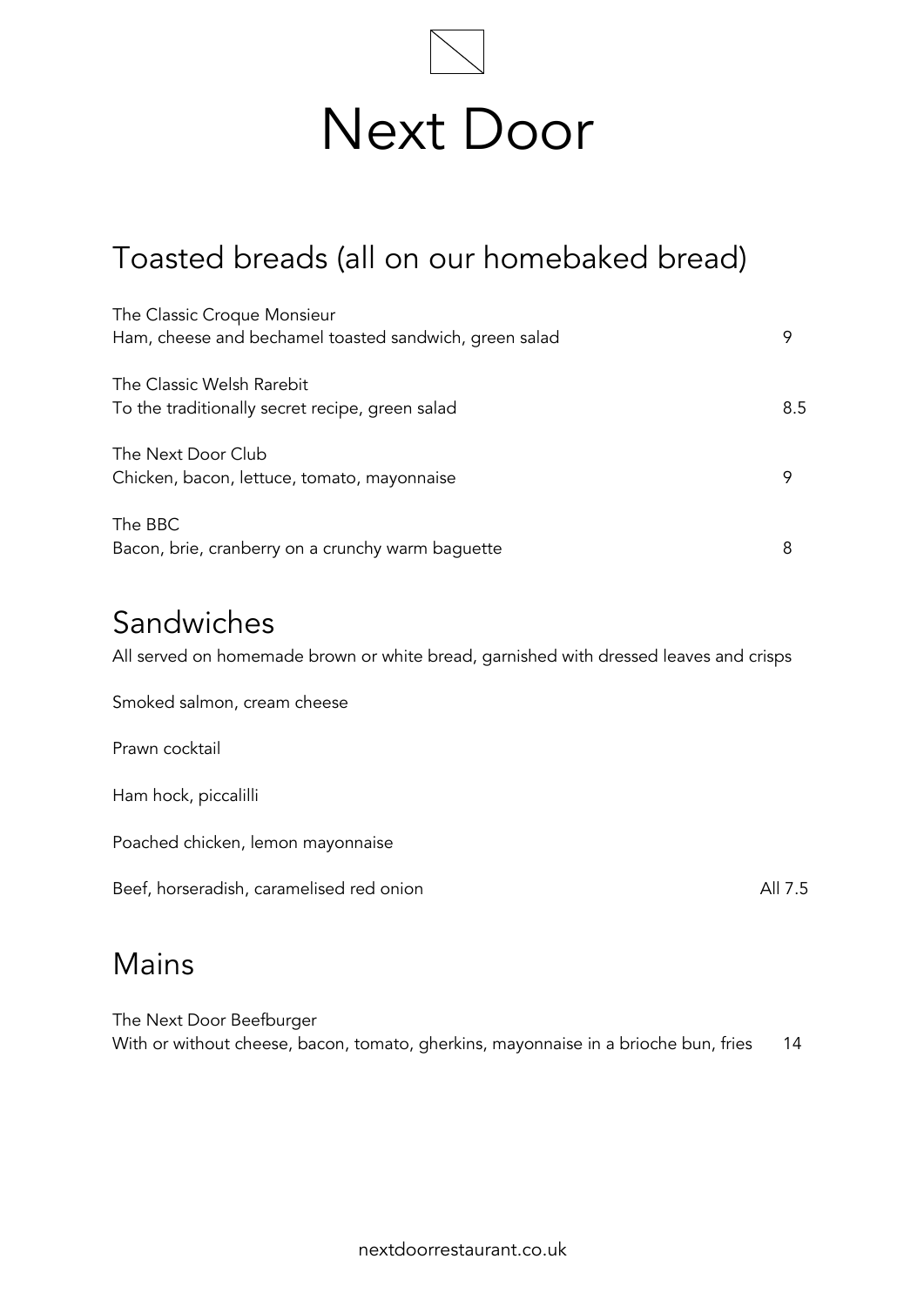# Next Door

## Toasted breads (all on our homebaked bread)

The Classic Croque Monsieur
Ham, cheese and bechamel toasted sandwich, green salad — 9

The Classic Welsh Rarebit
To the traditionally secret recipe, green salad — 8.5

The Next Door Club
Chicken, bacon, lettuce, tomato, mayonnaise — 9

The BBC
Bacon, brie, cranberry on a crunchy warm baguette — 8

## Sandwiches

All served on homemade brown or white bread, garnished with dressed leaves and crisps

Smoked salmon, cream cheese

Prawn cocktail

Ham hock, piccalilli

Poached chicken, lemon mayonnaise

Beef, horseradish, caramelised red onion — All 7.5

## Mains

The Next Door Beefburger
With or without cheese, bacon, tomato, gherkins, mayonnaise in a brioche bun, fries — 14

nextdoorrestaurant.co.uk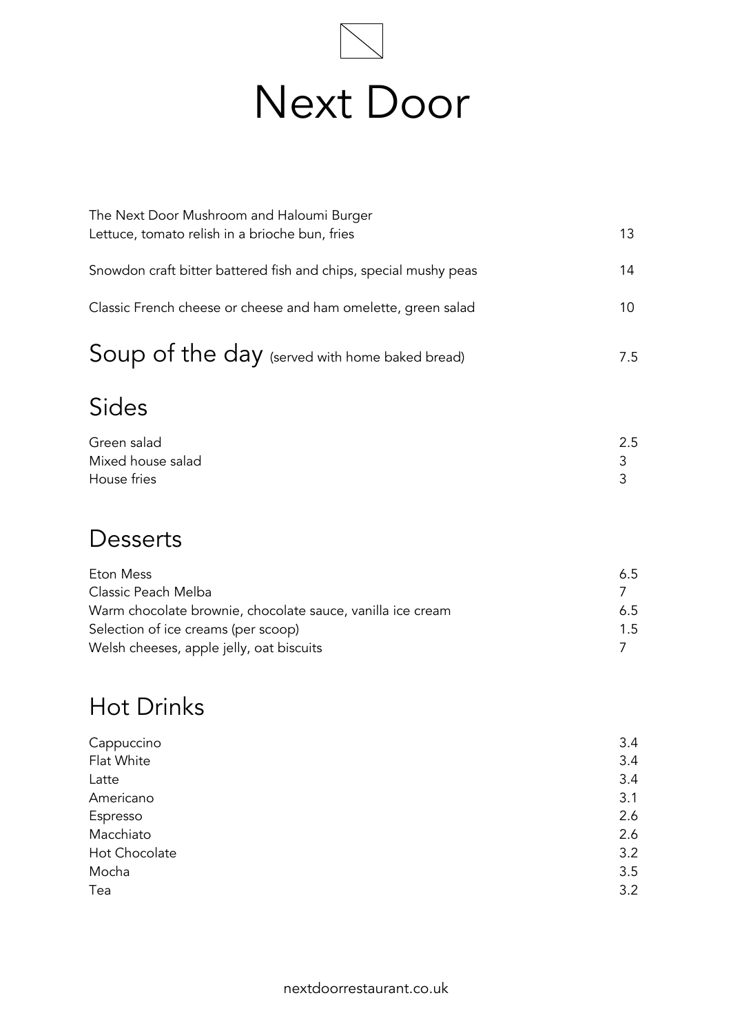# Next Door

| | |
|---|---|
| The Next Door Mushroom and Haloumi Burger<br>Lettuce, tomato relish in a brioche bun, fries | 13 |
| Snowdon craft bitter battered fish and chips, special mushy peas | 14 |
| Classic French cheese or cheese and ham omelette, green salad | 10 |

## Soup of the day (served with home baked bread) — 7.5

## Sides

| | |
|---|---|
| Green salad | 2.5 |
| Mixed house salad | 3 |
| House fries | 3 |

## Desserts

| | |
|---|---|
| Eton Mess | 6.5 |
| Classic Peach Melba | 7 |
| Warm chocolate brownie, chocolate sauce, vanilla ice cream | 6.5 |
| Selection of ice creams (per scoop) | 1.5 |
| Welsh cheeses, apple jelly, oat biscuits | 7 |

## Hot Drinks

| | |
|---|---|
| Cappuccino | 3.4 |
| Flat White | 3.4 |
| Latte | 3.4 |
| Americano | 3.1 |
| Espresso | 2.6 |
| Macchiato | 2.6 |
| Hot Chocolate | 3.2 |
| Mocha | 3.5 |
| Tea | 3.2 |

nextdoorrestaurant.co.uk